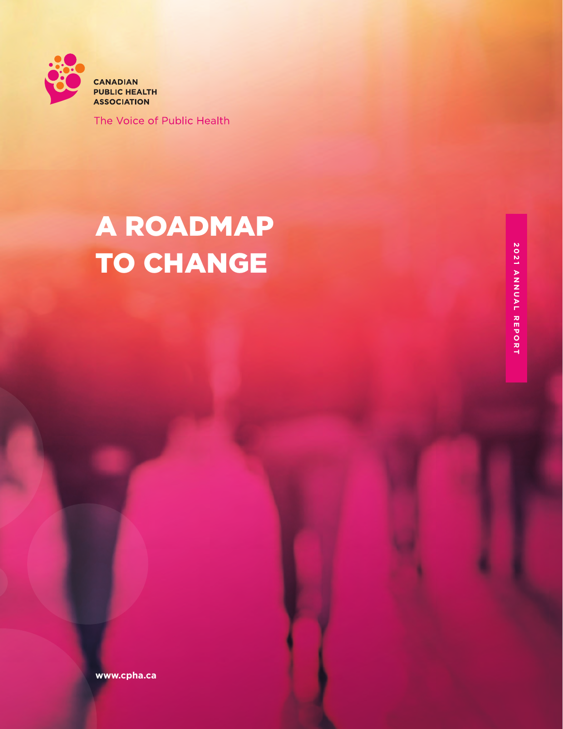CANADIAN
PUBLIC HEALTH
ASSOCIATION

The Voice of Public Health

# A ROADMAP TO CHANGE

2021 ANNUAL REPORT

www.cpha.ca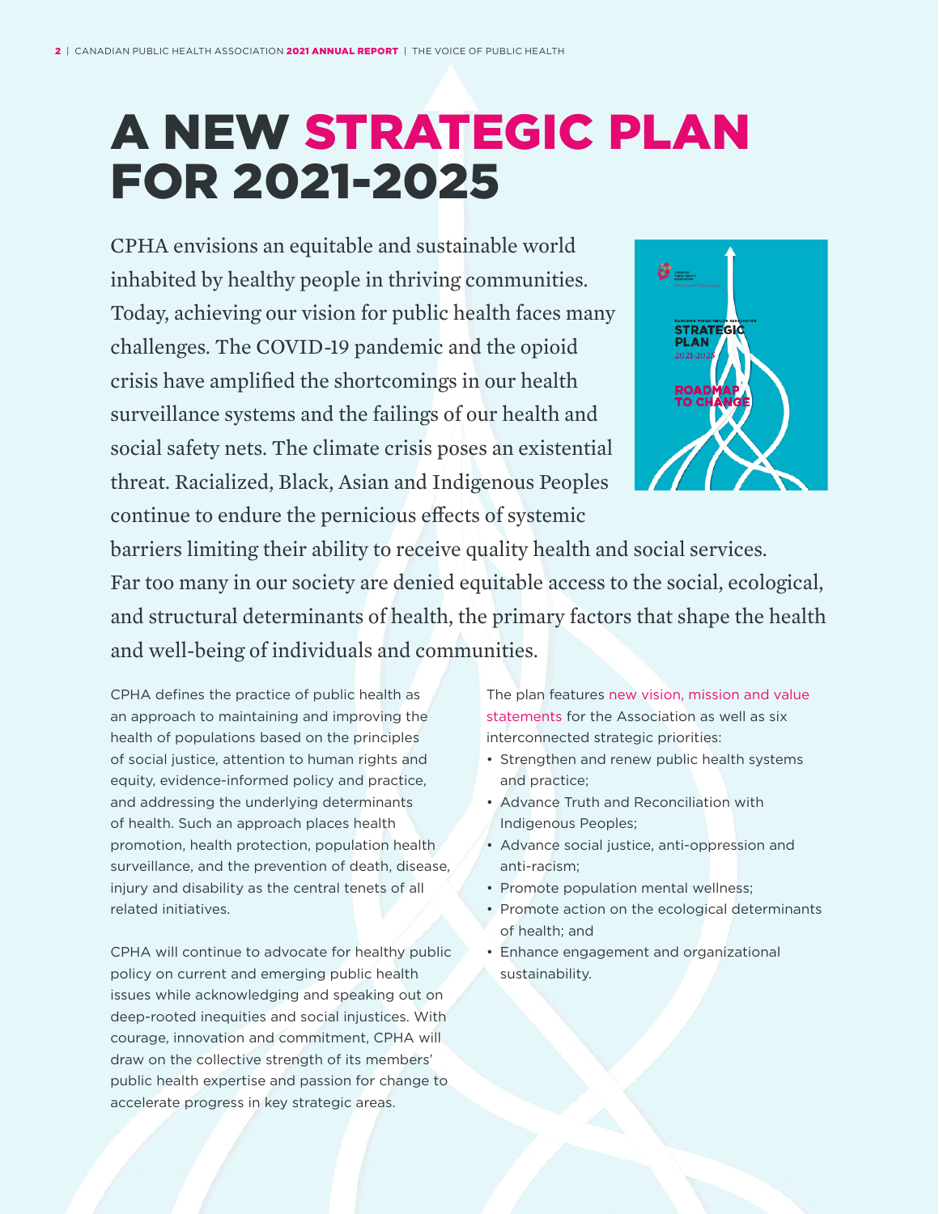# A NEW STRATEGIC PLAN FOR 2021-2025

CPHA envisions an equitable and sustainable world inhabited by healthy people in thriving communities. Today, achieving our vision for public health faces many challenges. The COVID-19 pandemic and the opioid crisis have amplified the shortcomings in our health surveillance systems and the failings of our health and social safety nets. The climate crisis poses an existential threat. Racialized, Black, Asian and Indigenous Peoples continue to endure the pernicious effects of systemic barriers limiting their ability to receive quality health and social services. Far too many in our society are denied equitable access to the social, ecological, and structural determinants of health, the primary factors that shape the health and well-being of individuals and communities.

CPHA defines the practice of public health as an approach to maintaining and improving the health of populations based on the principles of social justice, attention to human rights and equity, evidence-informed policy and practice, and addressing the underlying determinants of health. Such an approach places health promotion, health protection, population health surveillance, and the prevention of death, disease, injury and disability as the central tenets of all related initiatives.

CPHA will continue to advocate for healthy public policy on current and emerging public health issues while acknowledging and speaking out on deep-rooted inequities and social injustices. With courage, innovation and commitment, CPHA will draw on the collective strength of its members' public health expertise and passion for change to accelerate progress in key strategic areas.

The plan features new vision, mission and value statements for the Association as well as six interconnected strategic priorities:

- Strengthen and renew public health systems and practice;
- Advance Truth and Reconciliation with Indigenous Peoples;
- Advance social justice, anti-oppression and anti-racism;
- Promote population mental wellness;
- Promote action on the ecological determinants of health; and
- Enhance engagement and organizational sustainability.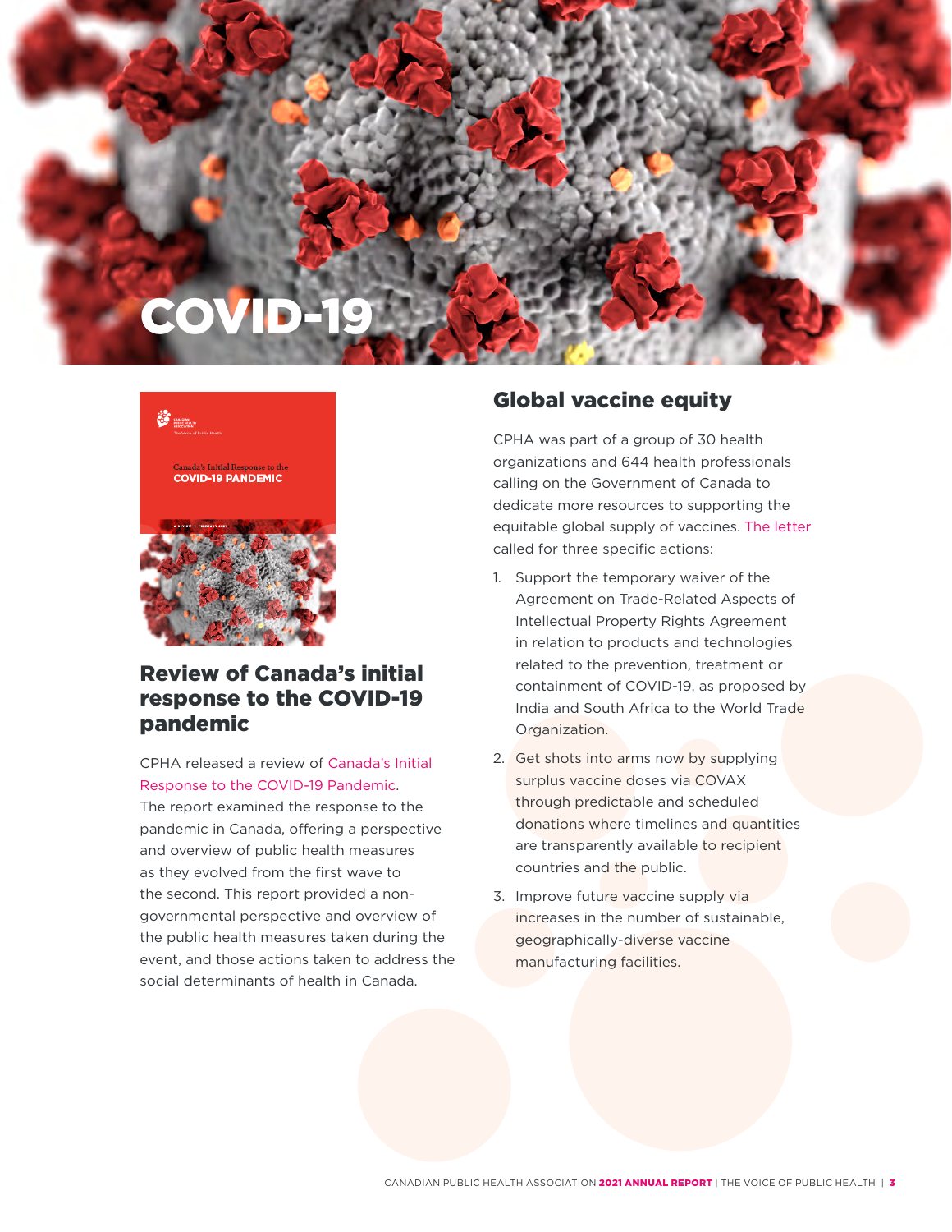# COVID-19

## Review of Canada's initial response to the COVID-19 pandemic

CPHA released a review of Canada's Initial Response to the COVID-19 Pandemic. The report examined the response to the pandemic in Canada, offering a perspective and overview of public health measures as they evolved from the first wave to the second. This report provided a non-governmental perspective and overview of the public health measures taken during the event, and those actions taken to address the social determinants of health in Canada.

## Global vaccine equity

CPHA was part of a group of 30 health organizations and 644 health professionals calling on the Government of Canada to dedicate more resources to supporting the equitable global supply of vaccines. The letter called for three specific actions:

1. Support the temporary waiver of the Agreement on Trade-Related Aspects of Intellectual Property Rights Agreement in relation to products and technologies related to the prevention, treatment or containment of COVID-19, as proposed by India and South Africa to the World Trade Organization.
2. Get shots into arms now by supplying surplus vaccine doses via COVAX through predictable and scheduled donations where timelines and quantities are transparently available to recipient countries and the public.
3. Improve future vaccine supply via increases in the number of sustainable, geographically-diverse vaccine manufacturing facilities.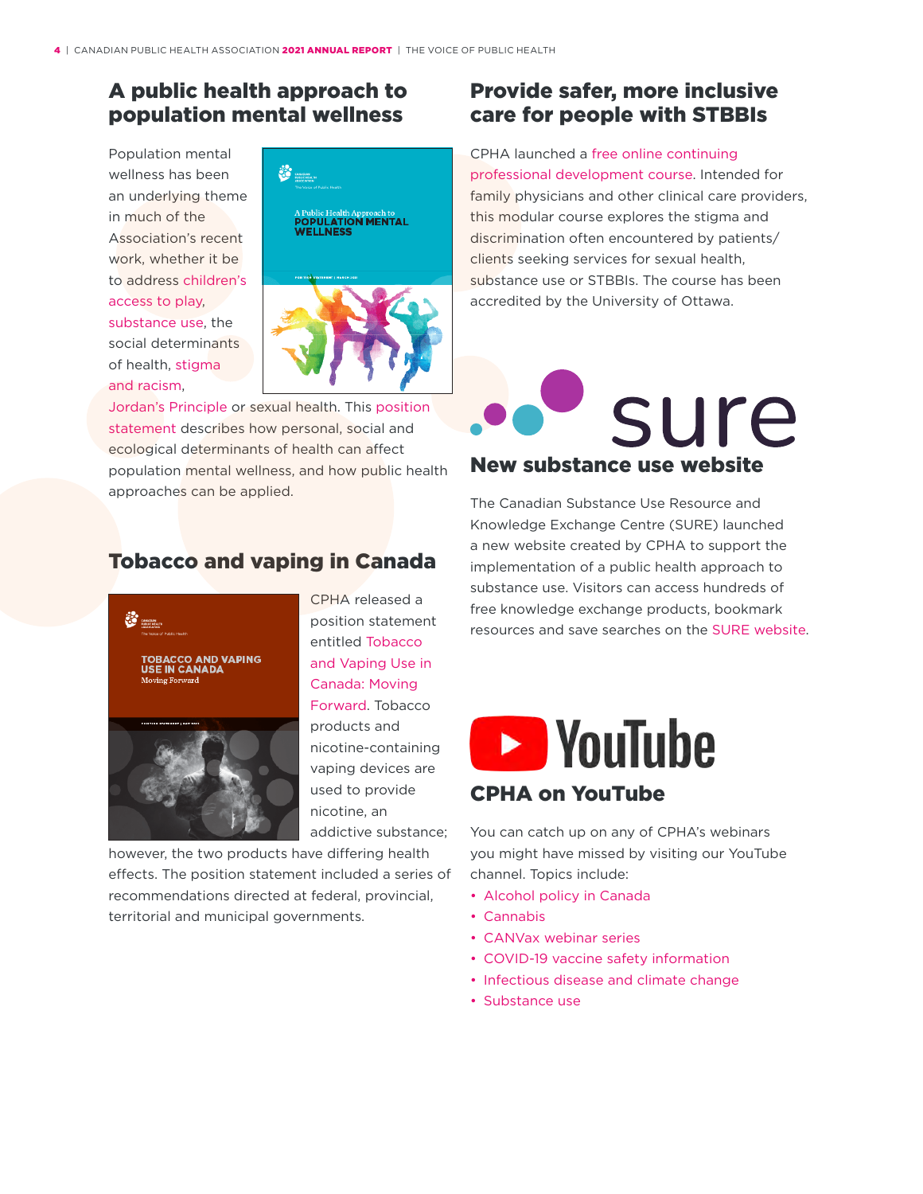## A public health approach to population mental wellness

Population mental wellness has been an underlying theme in much of the Association's recent work, whether it be to address children's access to play, substance use, the social determinants of health, stigma and racism, Jordan's Principle or sexual health. This position statement describes how personal, social and ecological determinants of health can affect population mental wellness, and how public health approaches can be applied.

## Tobacco and vaping in Canada

CPHA released a position statement entitled Tobacco and Vaping Use in Canada: Moving Forward. Tobacco products and nicotine-containing vaping devices are used to provide nicotine, an addictive substance; however, the two products have differing health effects. The position statement included a series of recommendations directed at federal, provincial, territorial and municipal governments.

## Provide safer, more inclusive care for people with STBBIs

CPHA launched a free online continuing professional development course. Intended for family physicians and other clinical care providers, this modular course explores the stigma and discrimination often encountered by patients/clients seeking services for sexual health, substance use or STBBIs. The course has been accredited by the University of Ottawa.

## New substance use website

The Canadian Substance Use Resource and Knowledge Exchange Centre (SURE) launched a new website created by CPHA to support the implementation of a public health approach to substance use. Visitors can access hundreds of free knowledge exchange products, bookmark resources and save searches on the SURE website.

## CPHA on YouTube

You can catch up on any of CPHA's webinars you might have missed by visiting our YouTube channel. Topics include:

- Alcohol policy in Canada
- Cannabis
- CANVax webinar series
- COVID-19 vaccine safety information
- Infectious disease and climate change
- Substance use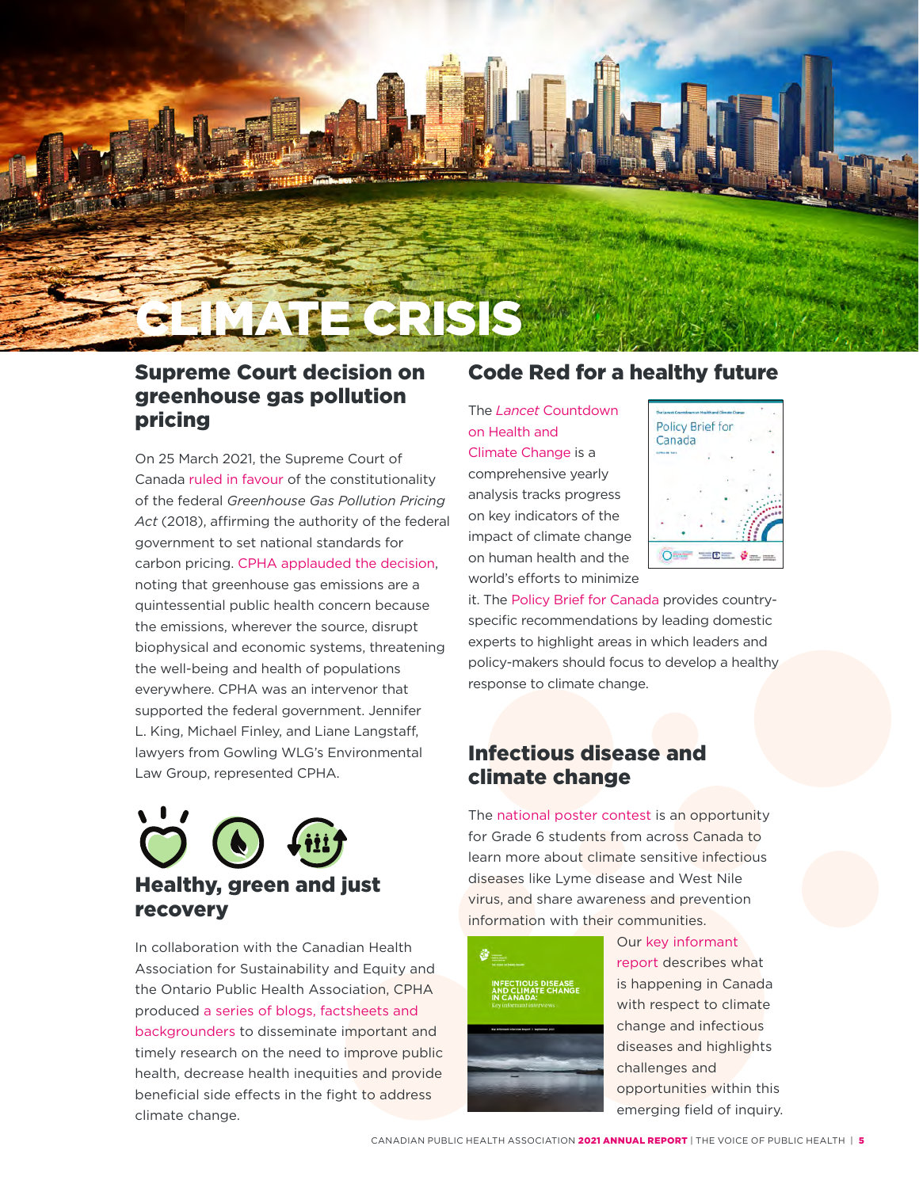# CLIMATE CRISIS

## Supreme Court decision on greenhouse gas pollution pricing

On 25 March 2021, the Supreme Court of Canada ruled in favour of the constitutionality of the federal *Greenhouse Gas Pollution Pricing Act* (2018), affirming the authority of the federal government to set national standards for carbon pricing. CPHA applauded the decision, noting that greenhouse gas emissions are a quintessential public health concern because the emissions, wherever the source, disrupt biophysical and economic systems, threatening the well-being and health of populations everywhere. CPHA was an intervenor that supported the federal government. Jennifer L. King, Michael Finley, and Liane Langstaff, lawyers from Gowling WLG's Environmental Law Group, represented CPHA.

## Healthy, green and just recovery

In collaboration with the Canadian Health Association for Sustainability and Equity and the Ontario Public Health Association, CPHA produced a series of blogs, factsheets and backgrounders to disseminate important and timely research on the need to improve public health, decrease health inequities and provide beneficial side effects in the fight to address climate change.

## Code Red for a healthy future

The *Lancet* Countdown on Health and Climate Change is a comprehensive yearly analysis tracks progress on key indicators of the impact of climate change on human health and the world's efforts to minimize it. The Policy Brief for Canada provides country-specific recommendations by leading domestic experts to highlight areas in which leaders and policy-makers should focus to develop a healthy response to climate change.

## Infectious disease and climate change

The national poster contest is an opportunity for Grade 6 students from across Canada to learn more about climate sensitive infectious diseases like Lyme disease and West Nile virus, and share awareness and prevention information with their communities.

Our key informant report describes what is happening in Canada with respect to climate change and infectious diseases and highlights challenges and opportunities within this emerging field of inquiry.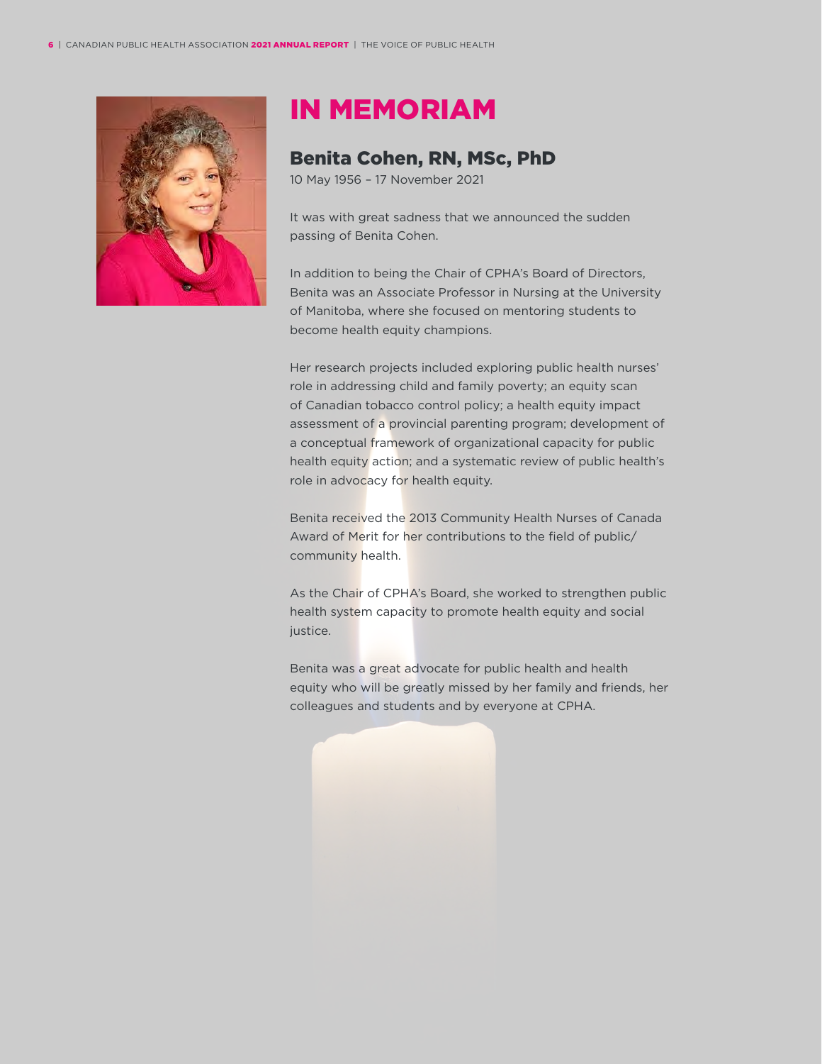# IN MEMORIAM

## Benita Cohen, RN, MSc, PhD

10 May 1956 – 17 November 2021

It was with great sadness that we announced the sudden passing of Benita Cohen.

In addition to being the Chair of CPHA's Board of Directors, Benita was an Associate Professor in Nursing at the University of Manitoba, where she focused on mentoring students to become health equity champions.

Her research projects included exploring public health nurses' role in addressing child and family poverty; an equity scan of Canadian tobacco control policy; a health equity impact assessment of a provincial parenting program; development of a conceptual framework of organizational capacity for public health equity action; and a systematic review of public health's role in advocacy for health equity.

Benita received the 2013 Community Health Nurses of Canada Award of Merit for her contributions to the field of public/community health.

As the Chair of CPHA's Board, she worked to strengthen public health system capacity to promote health equity and social justice.

Benita was a great advocate for public health and health equity who will be greatly missed by her family and friends, her colleagues and students and by everyone at CPHA.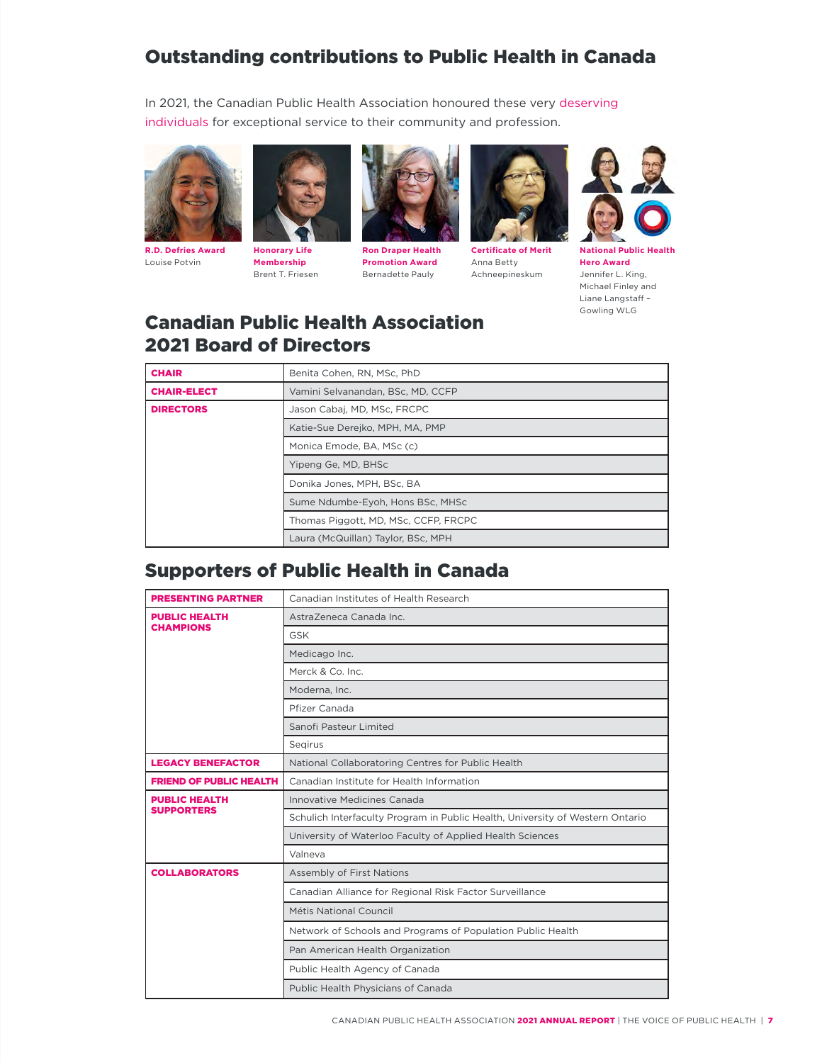## Outstanding contributions to Public Health in Canada

In 2021, the Canadian Public Health Association honoured these very deserving individuals for exceptional service to their community and profession.

**R.D. Defries Award**
Louise Potvin

**Honorary Life Membership**
Brent T. Friesen

**Ron Draper Health Promotion Award**
Bernadette Pauly

**Certificate of Merit**
Anna Betty Achneepineskum

**National Public Health Hero Award**
Jennifer L. King, Michael Finley and Liane Langstaff – Gowling WLG

## Canadian Public Health Association 2021 Board of Directors

| | |
|---|---|
| **CHAIR** | Benita Cohen, RN, MSc, PhD |
| **CHAIR-ELECT** | Vamini Selvanandan, BSc, MD, CCFP |
| **DIRECTORS** | Jason Cabaj, MD, MSc, FRCPC |
| | Katie-Sue Derejko, MPH, MA, PMP |
| | Monica Emode, BA, MSc (c) |
| | Yipeng Ge, MD, BHSc |
| | Donika Jones, MPH, BSc, BA |
| | Sume Ndumbe-Eyoh, Hons BSc, MHSc |
| | Thomas Piggott, MD, MSc, CCFP, FRCPC |
| | Laura (McQuillan) Taylor, BSc, MPH |

## Supporters of Public Health in Canada

| | |
|---|---|
| **PRESENTING PARTNER** | Canadian Institutes of Health Research |
| **PUBLIC HEALTH CHAMPIONS** | AstraZeneca Canada Inc. |
| | GSK |
| | Medicago Inc. |
| | Merck & Co. Inc. |
| | Moderna, Inc. |
| | Pfizer Canada |
| | Sanofi Pasteur Limited |
| | Seqirus |
| **LEGACY BENEFACTOR** | National Collaboratoring Centres for Public Health |
| **FRIEND OF PUBLIC HEALTH** | Canadian Institute for Health Information |
| **PUBLIC HEALTH SUPPORTERS** | Innovative Medicines Canada |
| | Schulich Interfaculty Program in Public Health, University of Western Ontario |
| | University of Waterloo Faculty of Applied Health Sciences |
| | Valneva |
| **COLLABORATORS** | Assembly of First Nations |
| | Canadian Alliance for Regional Risk Factor Surveillance |
| | Métis National Council |
| | Network of Schools and Programs of Population Public Health |
| | Pan American Health Organization |
| | Public Health Agency of Canada |
| | Public Health Physicians of Canada |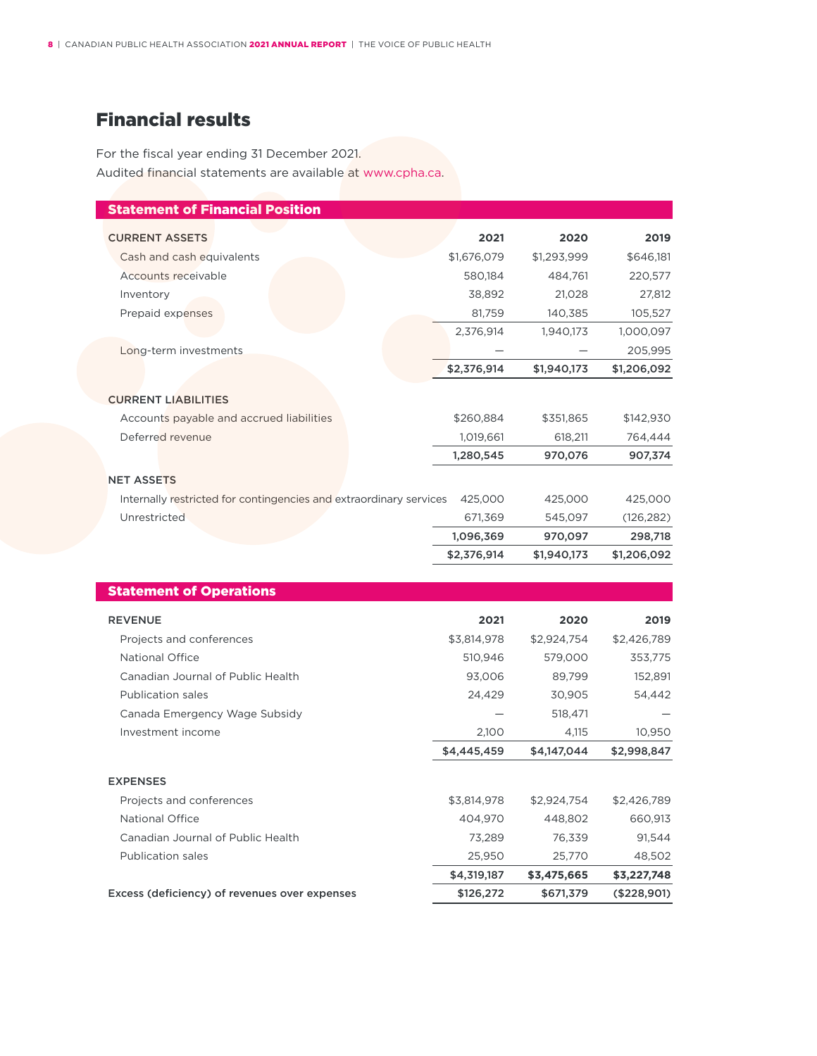## Financial results

For the fiscal year ending 31 December 2021.
Audited financial statements are available at www.cpha.ca.

### Statement of Financial Position

| CURRENT ASSETS | 2021 | 2020 | 2019 |
|---|---|---|---|
| Cash and cash equivalents | $1,676,079 | $1,293,999 | $646,181 |
| Accounts receivable | 580,184 | 484,761 | 220,577 |
| Inventory | 38,892 | 21,028 | 27,812 |
| Prepaid expenses | 81,759 | 140,385 | 105,527 |
| | 2,376,914 | 1,940,173 | 1,000,097 |
| Long-term investments | — | — | 205,995 |
| | **$2,376,914** | **$1,940,173** | **$1,206,092** |
| **CURRENT LIABILITIES** | | | |
| Accounts payable and accrued liabilities | $260,884 | $351,865 | $142,930 |
| Deferred revenue | 1,019,661 | 618,211 | 764,444 |
| | **1,280,545** | **970,076** | **907,374** |
| **NET ASSETS** | | | |
| Internally restricted for contingencies and extraordinary services | 425,000 | 425,000 | 425,000 |
| Unrestricted | 671,369 | 545,097 | (126,282) |
| | **1,096,369** | **970,097** | **298,718** |
| | **$2,376,914** | **$1,940,173** | **$1,206,092** |

### Statement of Operations

| REVENUE | 2021 | 2020 | 2019 |
|---|---|---|---|
| Projects and conferences | $3,814,978 | $2,924,754 | $2,426,789 |
| National Office | 510,946 | 579,000 | 353,775 |
| Canadian Journal of Public Health | 93,006 | 89,799 | 152,891 |
| Publication sales | 24,429 | 30,905 | 54,442 |
| Canada Emergency Wage Subsidy | — | 518,471 | — |
| Investment income | 2,100 | 4,115 | 10,950 |
| | **$4,445,459** | **$4,147,044** | **$2,998,847** |
| **EXPENSES** | | | |
| Projects and conferences | $3,814,978 | $2,924,754 | $2,426,789 |
| National Office | 404,970 | 448,802 | 660,913 |
| Canadian Journal of Public Health | 73,289 | 76,339 | 91,544 |
| Publication sales | 25,950 | 25,770 | 48,502 |
| | **$4,319,187** | **$3,475,665** | **$3,227,748** |
| **Excess (deficiency) of revenues over expenses** | **$126,272** | **$671,379** | **($228,901)** |